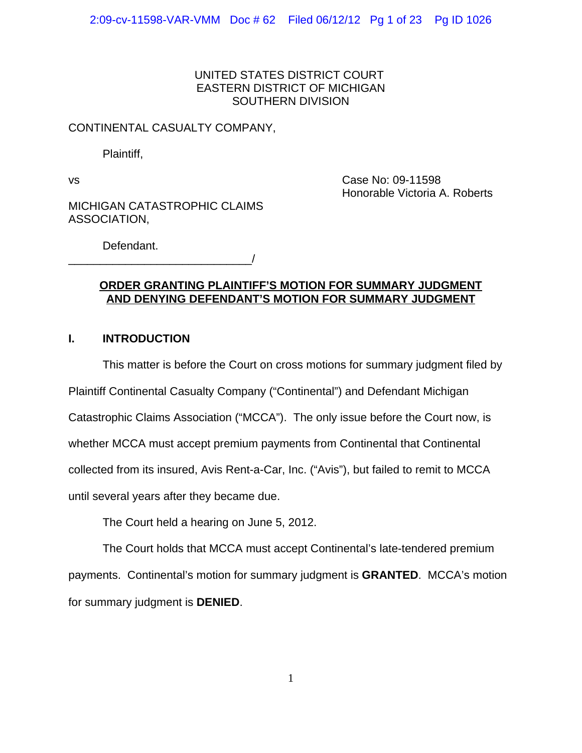UNITED STATES DISTRICT COURT
EASTERN DISTRICT OF MICHIGAN
SOUTHERN DIVISION

CONTINENTAL CASUALTY COMPANY,

Plaintiff,

vs

Case No: 09-11598
Honorable Victoria A. Roberts

MICHIGAN CATASTROPHIC CLAIMS ASSOCIATION,

Defendant.
_____________________________/

**ORDER GRANTING PLAINTIFF'S MOTION FOR SUMMARY JUDGMENT AND DENYING DEFENDANT'S MOTION FOR SUMMARY JUDGMENT**

## I. INTRODUCTION

This matter is before the Court on cross motions for summary judgment filed by Plaintiff Continental Casualty Company ("Continental") and Defendant Michigan Catastrophic Claims Association ("MCCA"). The only issue before the Court now, is whether MCCA must accept premium payments from Continental that Continental collected from its insured, Avis Rent-a-Car, Inc. ("Avis"), but failed to remit to MCCA until several years after they became due.

The Court held a hearing on June 5, 2012.

The Court holds that MCCA must accept Continental's late-tendered premium payments. Continental's motion for summary judgment is **GRANTED**. MCCA's motion for summary judgment is **DENIED**.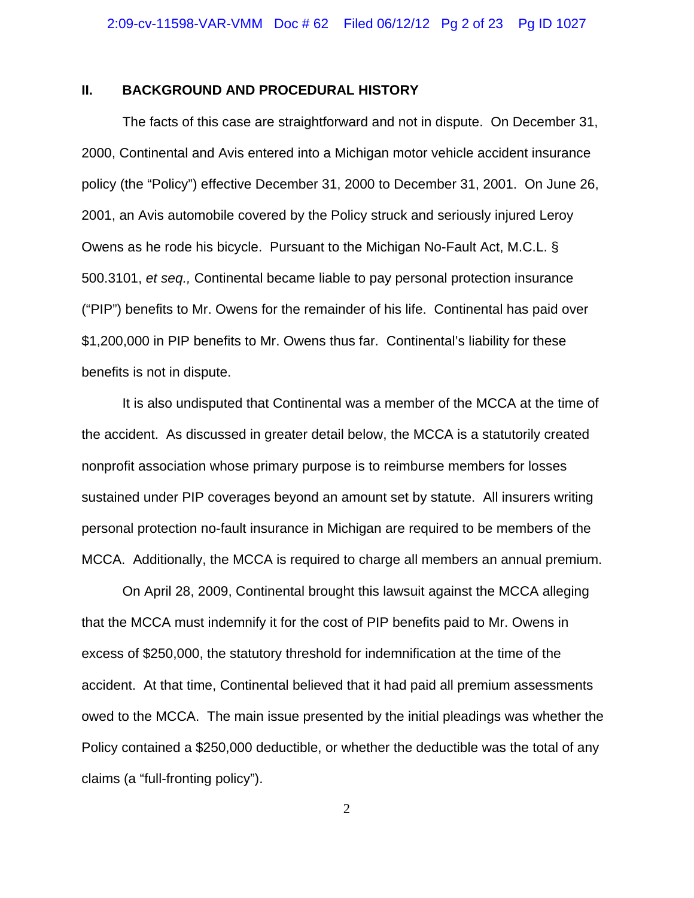## II. BACKGROUND AND PROCEDURAL HISTORY

The facts of this case are straightforward and not in dispute. On December 31, 2000, Continental and Avis entered into a Michigan motor vehicle accident insurance policy (the "Policy") effective December 31, 2000 to December 31, 2001. On June 26, 2001, an Avis automobile covered by the Policy struck and seriously injured Leroy Owens as he rode his bicycle. Pursuant to the Michigan No-Fault Act, M.C.L. § 500.3101, *et seq.,* Continental became liable to pay personal protection insurance ("PIP") benefits to Mr. Owens for the remainder of his life. Continental has paid over $1,200,000 in PIP benefits to Mr. Owens thus far. Continental's liability for these benefits is not in dispute.

It is also undisputed that Continental was a member of the MCCA at the time of the accident. As discussed in greater detail below, the MCCA is a statutorily created nonprofit association whose primary purpose is to reimburse members for losses sustained under PIP coverages beyond an amount set by statute. All insurers writing personal protection no-fault insurance in Michigan are required to be members of the MCCA. Additionally, the MCCA is required to charge all members an annual premium.

On April 28, 2009, Continental brought this lawsuit against the MCCA alleging that the MCCA must indemnify it for the cost of PIP benefits paid to Mr. Owens in excess of $250,000, the statutory threshold for indemnification at the time of the accident. At that time, Continental believed that it had paid all premium assessments owed to the MCCA. The main issue presented by the initial pleadings was whether the Policy contained a $250,000 deductible, or whether the deductible was the total of any claims (a "full-fronting policy").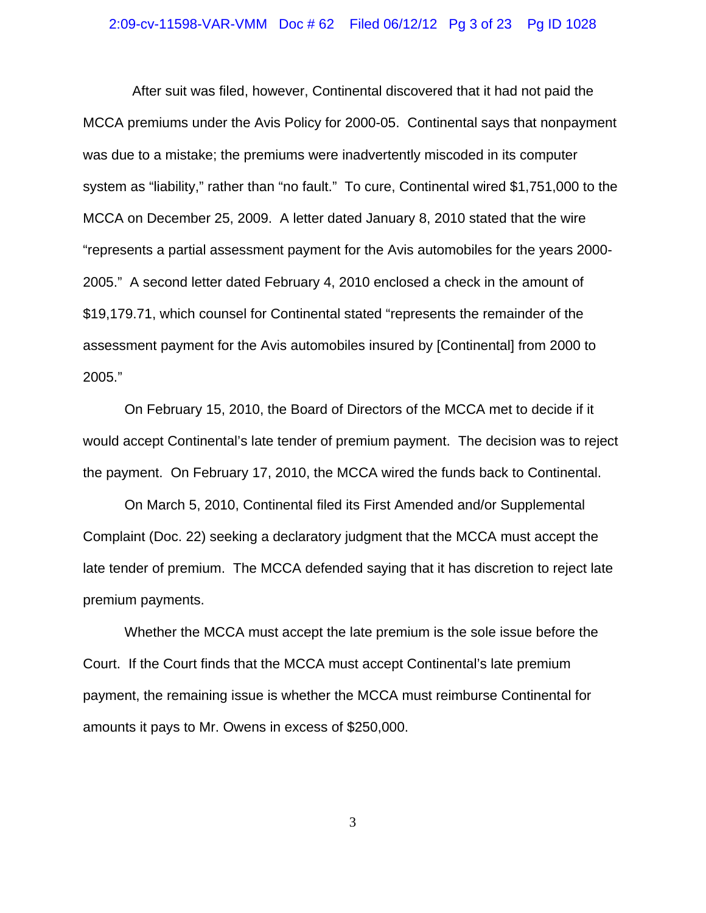After suit was filed, however, Continental discovered that it had not paid the MCCA premiums under the Avis Policy for 2000-05. Continental says that nonpayment was due to a mistake; the premiums were inadvertently miscoded in its computer system as "liability," rather than "no fault." To cure, Continental wired $1,751,000 to the MCCA on December 25, 2009. A letter dated January 8, 2010 stated that the wire "represents a partial assessment payment for the Avis automobiles for the years 2000-2005." A second letter dated February 4, 2010 enclosed a check in the amount of $19,179.71, which counsel for Continental stated "represents the remainder of the assessment payment for the Avis automobiles insured by [Continental] from 2000 to 2005."

On February 15, 2010, the Board of Directors of the MCCA met to decide if it would accept Continental's late tender of premium payment. The decision was to reject the payment. On February 17, 2010, the MCCA wired the funds back to Continental.

On March 5, 2010, Continental filed its First Amended and/or Supplemental Complaint (Doc. 22) seeking a declaratory judgment that the MCCA must accept the late tender of premium. The MCCA defended saying that it has discretion to reject late premium payments.

Whether the MCCA must accept the late premium is the sole issue before the Court. If the Court finds that the MCCA must accept Continental's late premium payment, the remaining issue is whether the MCCA must reimburse Continental for amounts it pays to Mr. Owens in excess of $250,000.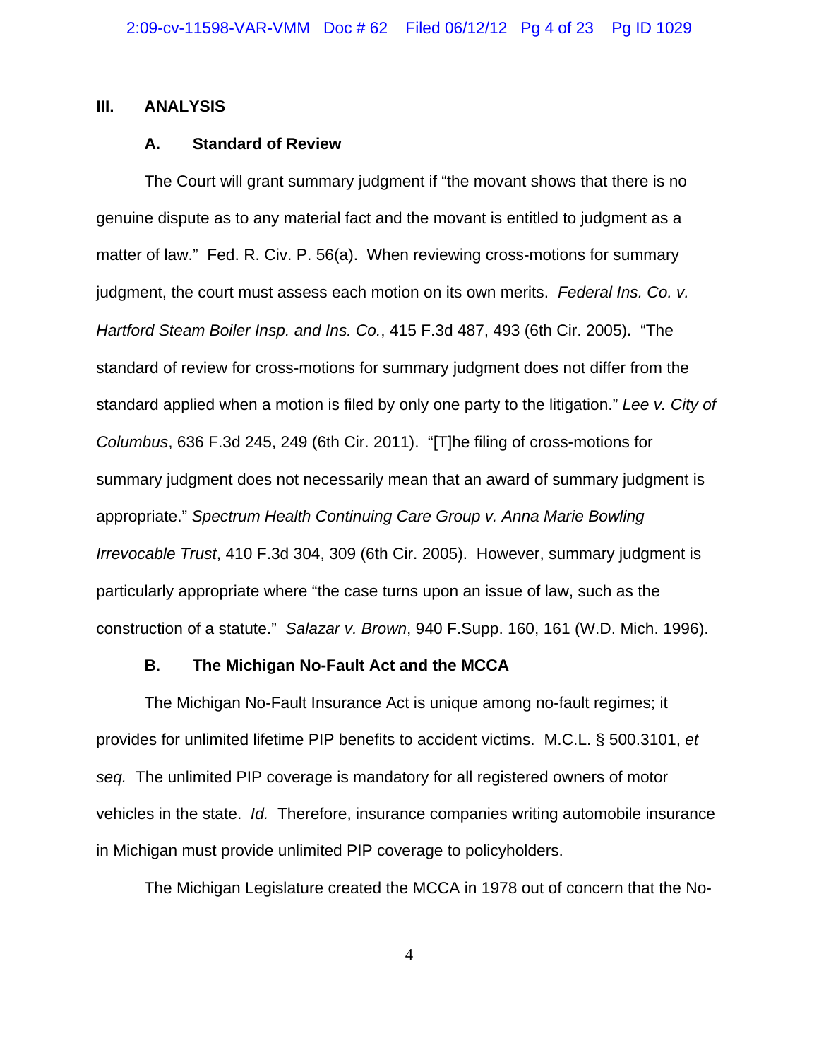## III. ANALYSIS

### A. Standard of Review

The Court will grant summary judgment if "the movant shows that there is no genuine dispute as to any material fact and the movant is entitled to judgment as a matter of law." Fed. R. Civ. P. 56(a). When reviewing cross-motions for summary judgment, the court must assess each motion on its own merits. *Federal Ins. Co. v. Hartford Steam Boiler Insp. and Ins. Co.*, 415 F.3d 487, 493 (6th Cir. 2005). "The standard of review for cross-motions for summary judgment does not differ from the standard applied when a motion is filed by only one party to the litigation." *Lee v. City of Columbus*, 636 F.3d 245, 249 (6th Cir. 2011). "[T]he filing of cross-motions for summary judgment does not necessarily mean that an award of summary judgment is appropriate." *Spectrum Health Continuing Care Group v. Anna Marie Bowling Irrevocable Trust*, 410 F.3d 304, 309 (6th Cir. 2005). However, summary judgment is particularly appropriate where "the case turns upon an issue of law, such as the construction of a statute." *Salazar v. Brown*, 940 F.Supp. 160, 161 (W.D. Mich. 1996).

### B. The Michigan No-Fault Act and the MCCA

The Michigan No-Fault Insurance Act is unique among no-fault regimes; it provides for unlimited lifetime PIP benefits to accident victims. M.C.L. § 500.3101, *et seq.* The unlimited PIP coverage is mandatory for all registered owners of motor vehicles in the state. *Id.* Therefore, insurance companies writing automobile insurance in Michigan must provide unlimited PIP coverage to policyholders.

The Michigan Legislature created the MCCA in 1978 out of concern that the No-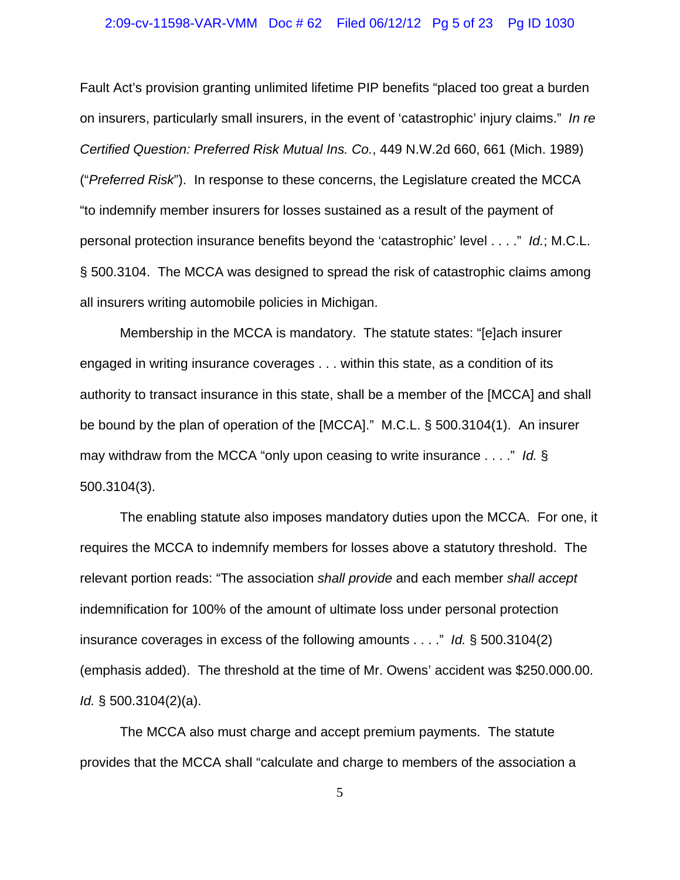Fault Act's provision granting unlimited lifetime PIP benefits "placed too great a burden on insurers, particularly small insurers, in the event of 'catastrophic' injury claims." *In re Certified Question: Preferred Risk Mutual Ins. Co.*, 449 N.W.2d 660, 661 (Mich. 1989) ("*Preferred Risk*"). In response to these concerns, the Legislature created the MCCA "to indemnify member insurers for losses sustained as a result of the payment of personal protection insurance benefits beyond the 'catastrophic' level . . . ." *Id.*; M.C.L. § 500.3104. The MCCA was designed to spread the risk of catastrophic claims among all insurers writing automobile policies in Michigan.

Membership in the MCCA is mandatory. The statute states: "[e]ach insurer engaged in writing insurance coverages . . . within this state, as a condition of its authority to transact insurance in this state, shall be a member of the [MCCA] and shall be bound by the plan of operation of the [MCCA]." M.C.L. § 500.3104(1). An insurer may withdraw from the MCCA "only upon ceasing to write insurance . . . ." *Id.* § 500.3104(3).

The enabling statute also imposes mandatory duties upon the MCCA. For one, it requires the MCCA to indemnify members for losses above a statutory threshold. The relevant portion reads: "The association *shall provide* and each member *shall accept* indemnification for 100% of the amount of ultimate loss under personal protection insurance coverages in excess of the following amounts . . . ." *Id.* § 500.3104(2) (emphasis added). The threshold at the time of Mr. Owens' accident was $250.000.00. *Id.* § 500.3104(2)(a).

The MCCA also must charge and accept premium payments. The statute provides that the MCCA shall "calculate and charge to members of the association a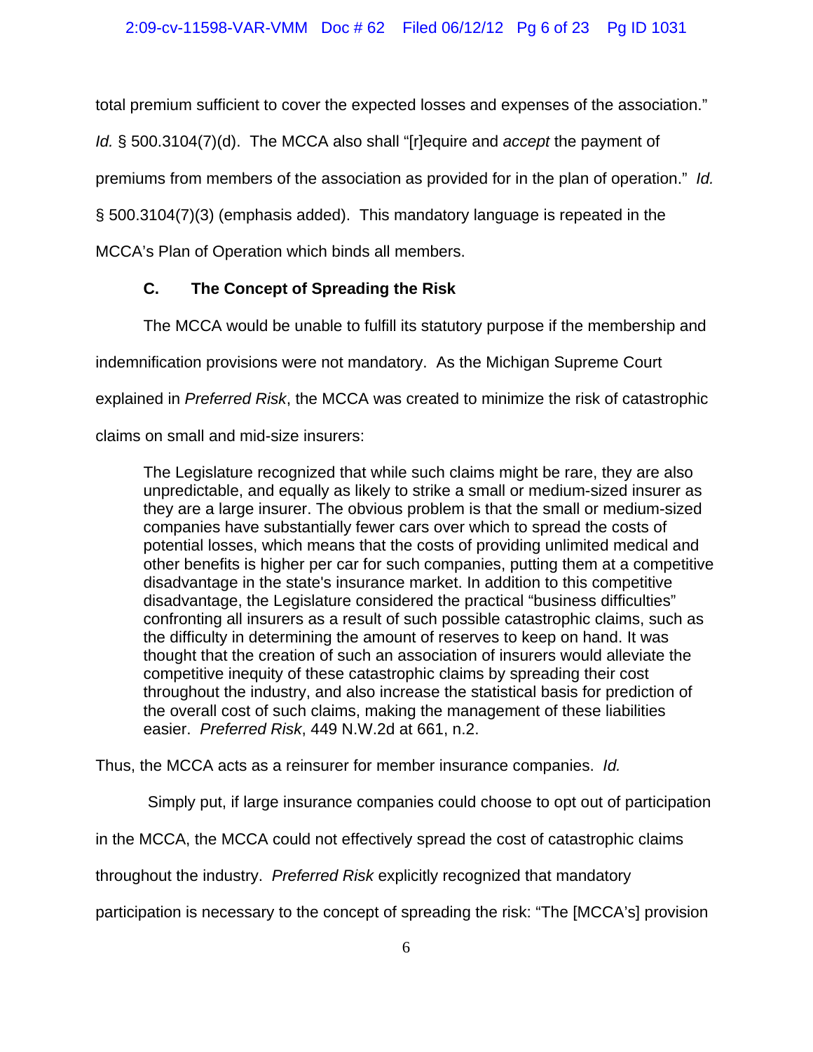total premium sufficient to cover the expected losses and expenses of the association." *Id.* § 500.3104(7)(d). The MCCA also shall "[r]equire and *accept* the payment of premiums from members of the association as provided for in the plan of operation." *Id.* § 500.3104(7)(3) (emphasis added). This mandatory language is repeated in the MCCA's Plan of Operation which binds all members.

### C. The Concept of Spreading the Risk

The MCCA would be unable to fulfill its statutory purpose if the membership and indemnification provisions were not mandatory. As the Michigan Supreme Court explained in *Preferred Risk*, the MCCA was created to minimize the risk of catastrophic claims on small and mid-size insurers:

> The Legislature recognized that while such claims might be rare, they are also unpredictable, and equally as likely to strike a small or medium-sized insurer as they are a large insurer. The obvious problem is that the small or medium-sized companies have substantially fewer cars over which to spread the costs of potential losses, which means that the costs of providing unlimited medical and other benefits is higher per car for such companies, putting them at a competitive disadvantage in the state's insurance market. In addition to this competitive disadvantage, the Legislature considered the practical "business difficulties" confronting all insurers as a result of such possible catastrophic claims, such as the difficulty in determining the amount of reserves to keep on hand. It was thought that the creation of such an association of insurers would alleviate the competitive inequity of these catastrophic claims by spreading their cost throughout the industry, and also increase the statistical basis for prediction of the overall cost of such claims, making the management of these liabilities easier. *Preferred Risk*, 449 N.W.2d at 661, n.2.

Thus, the MCCA acts as a reinsurer for member insurance companies. *Id.*

Simply put, if large insurance companies could choose to opt out of participation in the MCCA, the MCCA could not effectively spread the cost of catastrophic claims throughout the industry. *Preferred Risk* explicitly recognized that mandatory participation is necessary to the concept of spreading the risk: "The [MCCA's] provision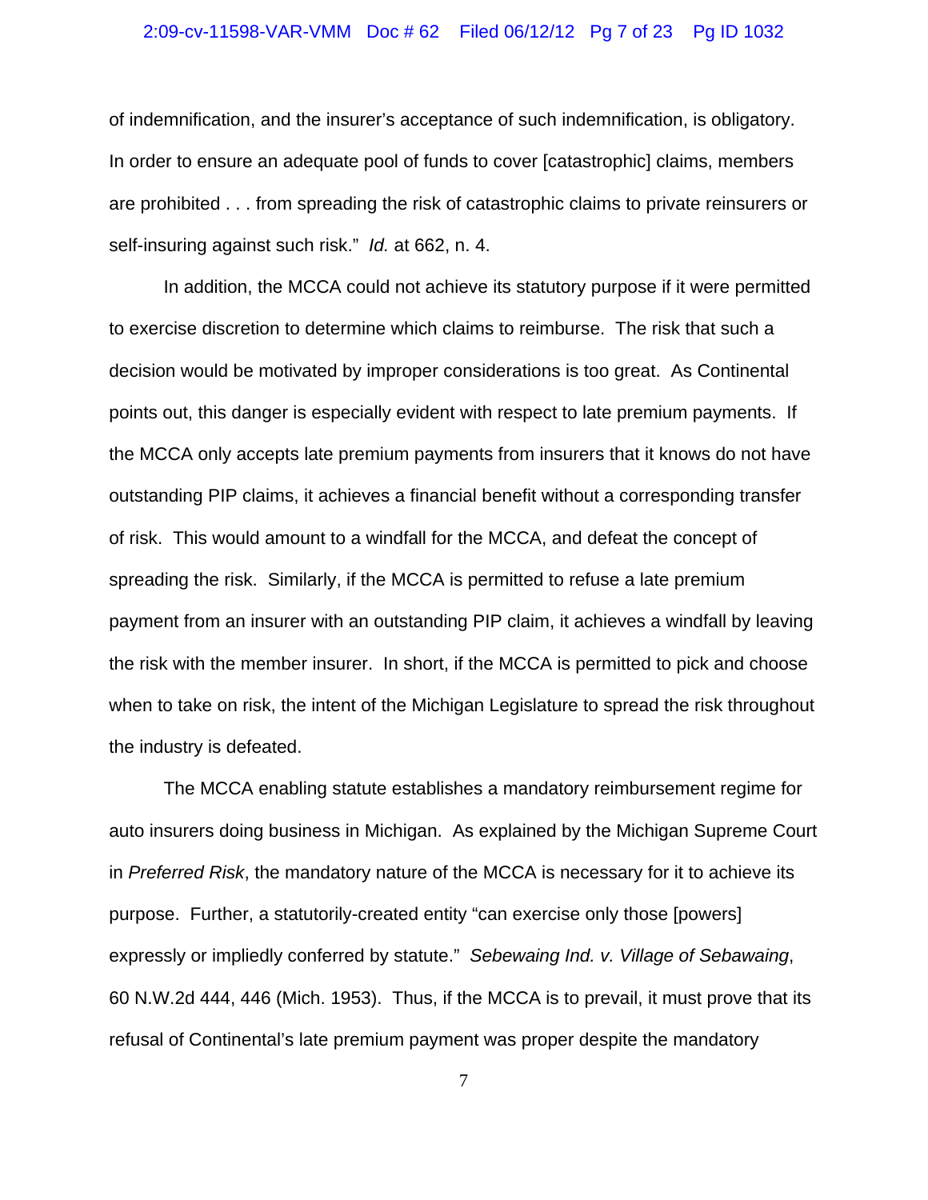of indemnification, and the insurer's acceptance of such indemnification, is obligatory. In order to ensure an adequate pool of funds to cover [catastrophic] claims, members are prohibited . . . from spreading the risk of catastrophic claims to private reinsurers or self-insuring against such risk." *Id.* at 662, n. 4.

In addition, the MCCA could not achieve its statutory purpose if it were permitted to exercise discretion to determine which claims to reimburse. The risk that such a decision would be motivated by improper considerations is too great. As Continental points out, this danger is especially evident with respect to late premium payments. If the MCCA only accepts late premium payments from insurers that it knows do not have outstanding PIP claims, it achieves a financial benefit without a corresponding transfer of risk. This would amount to a windfall for the MCCA, and defeat the concept of spreading the risk. Similarly, if the MCCA is permitted to refuse a late premium payment from an insurer with an outstanding PIP claim, it achieves a windfall by leaving the risk with the member insurer. In short, if the MCCA is permitted to pick and choose when to take on risk, the intent of the Michigan Legislature to spread the risk throughout the industry is defeated.

The MCCA enabling statute establishes a mandatory reimbursement regime for auto insurers doing business in Michigan. As explained by the Michigan Supreme Court in *Preferred Risk*, the mandatory nature of the MCCA is necessary for it to achieve its purpose. Further, a statutorily-created entity "can exercise only those [powers] expressly or impliedly conferred by statute." *Sebewaing Ind. v. Village of Sebawaing*, 60 N.W.2d 444, 446 (Mich. 1953). Thus, if the MCCA is to prevail, it must prove that its refusal of Continental's late premium payment was proper despite the mandatory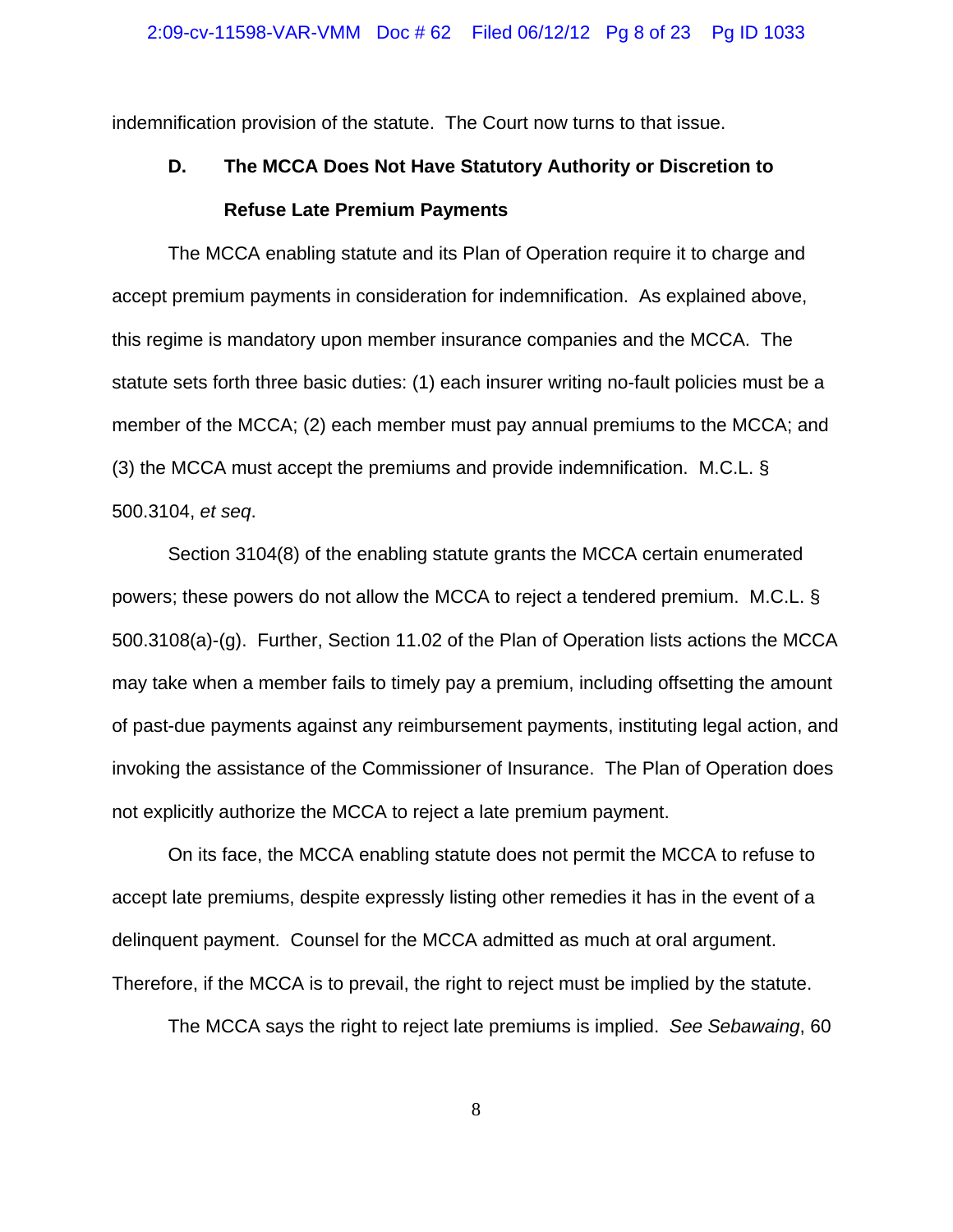indemnification provision of the statute. The Court now turns to that issue.

### D. The MCCA Does Not Have Statutory Authority or Discretion to Refuse Late Premium Payments

The MCCA enabling statute and its Plan of Operation require it to charge and accept premium payments in consideration for indemnification. As explained above, this regime is mandatory upon member insurance companies and the MCCA. The statute sets forth three basic duties: (1) each insurer writing no-fault policies must be a member of the MCCA; (2) each member must pay annual premiums to the MCCA; and (3) the MCCA must accept the premiums and provide indemnification. M.C.L. § 500.3104, *et seq*.

Section 3104(8) of the enabling statute grants the MCCA certain enumerated powers; these powers do not allow the MCCA to reject a tendered premium. M.C.L. § 500.3108(a)-(g). Further, Section 11.02 of the Plan of Operation lists actions the MCCA may take when a member fails to timely pay a premium, including offsetting the amount of past-due payments against any reimbursement payments, instituting legal action, and invoking the assistance of the Commissioner of Insurance. The Plan of Operation does not explicitly authorize the MCCA to reject a late premium payment.

On its face, the MCCA enabling statute does not permit the MCCA to refuse to accept late premiums, despite expressly listing other remedies it has in the event of a delinquent payment. Counsel for the MCCA admitted as much at oral argument. Therefore, if the MCCA is to prevail, the right to reject must be implied by the statute.

The MCCA says the right to reject late premiums is implied. *See Sebawaing*, 60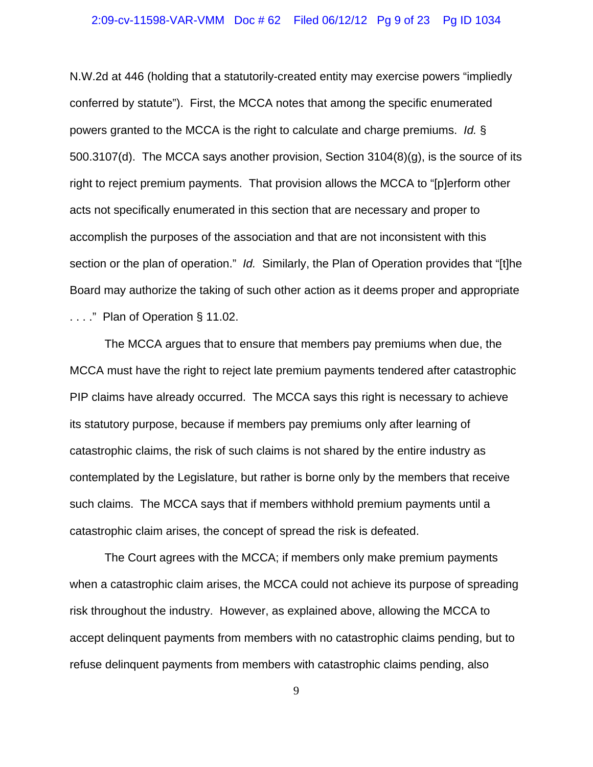N.W.2d at 446 (holding that a statutorily-created entity may exercise powers "impliedly conferred by statute"). First, the MCCA notes that among the specific enumerated powers granted to the MCCA is the right to calculate and charge premiums. *Id.* § 500.3107(d). The MCCA says another provision, Section 3104(8)(g), is the source of its right to reject premium payments. That provision allows the MCCA to "[p]erform other acts not specifically enumerated in this section that are necessary and proper to accomplish the purposes of the association and that are not inconsistent with this section or the plan of operation." *Id.* Similarly, the Plan of Operation provides that "[t]he Board may authorize the taking of such other action as it deems proper and appropriate . . . ." Plan of Operation § 11.02.

The MCCA argues that to ensure that members pay premiums when due, the MCCA must have the right to reject late premium payments tendered after catastrophic PIP claims have already occurred. The MCCA says this right is necessary to achieve its statutory purpose, because if members pay premiums only after learning of catastrophic claims, the risk of such claims is not shared by the entire industry as contemplated by the Legislature, but rather is borne only by the members that receive such claims. The MCCA says that if members withhold premium payments until a catastrophic claim arises, the concept of spread the risk is defeated.

The Court agrees with the MCCA; if members only make premium payments when a catastrophic claim arises, the MCCA could not achieve its purpose of spreading risk throughout the industry. However, as explained above, allowing the MCCA to accept delinquent payments from members with no catastrophic claims pending, but to refuse delinquent payments from members with catastrophic claims pending, also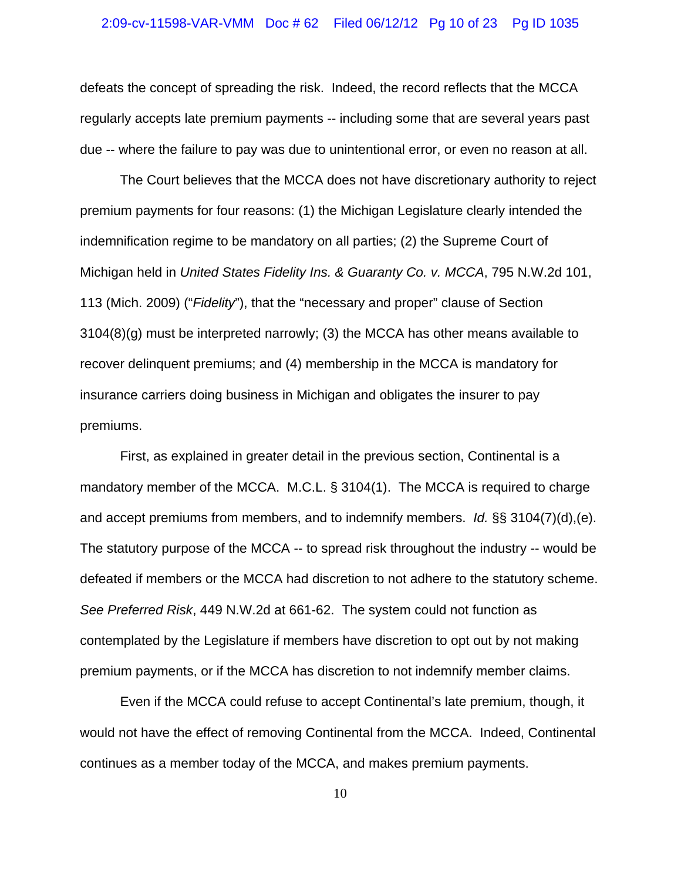defeats the concept of spreading the risk. Indeed, the record reflects that the MCCA regularly accepts late premium payments -- including some that are several years past due -- where the failure to pay was due to unintentional error, or even no reason at all.

The Court believes that the MCCA does not have discretionary authority to reject premium payments for four reasons: (1) the Michigan Legislature clearly intended the indemnification regime to be mandatory on all parties; (2) the Supreme Court of Michigan held in *United States Fidelity Ins. & Guaranty Co. v. MCCA*, 795 N.W.2d 101, 113 (Mich. 2009) ("*Fidelity*"), that the "necessary and proper" clause of Section 3104(8)(g) must be interpreted narrowly; (3) the MCCA has other means available to recover delinquent premiums; and (4) membership in the MCCA is mandatory for insurance carriers doing business in Michigan and obligates the insurer to pay premiums.

First, as explained in greater detail in the previous section, Continental is a mandatory member of the MCCA. M.C.L. § 3104(1). The MCCA is required to charge and accept premiums from members, and to indemnify members. *Id.* §§ 3104(7)(d),(e). The statutory purpose of the MCCA -- to spread risk throughout the industry -- would be defeated if members or the MCCA had discretion to not adhere to the statutory scheme. *See Preferred Risk*, 449 N.W.2d at 661-62. The system could not function as contemplated by the Legislature if members have discretion to opt out by not making premium payments, or if the MCCA has discretion to not indemnify member claims.

Even if the MCCA could refuse to accept Continental's late premium, though, it would not have the effect of removing Continental from the MCCA. Indeed, Continental continues as a member today of the MCCA, and makes premium payments.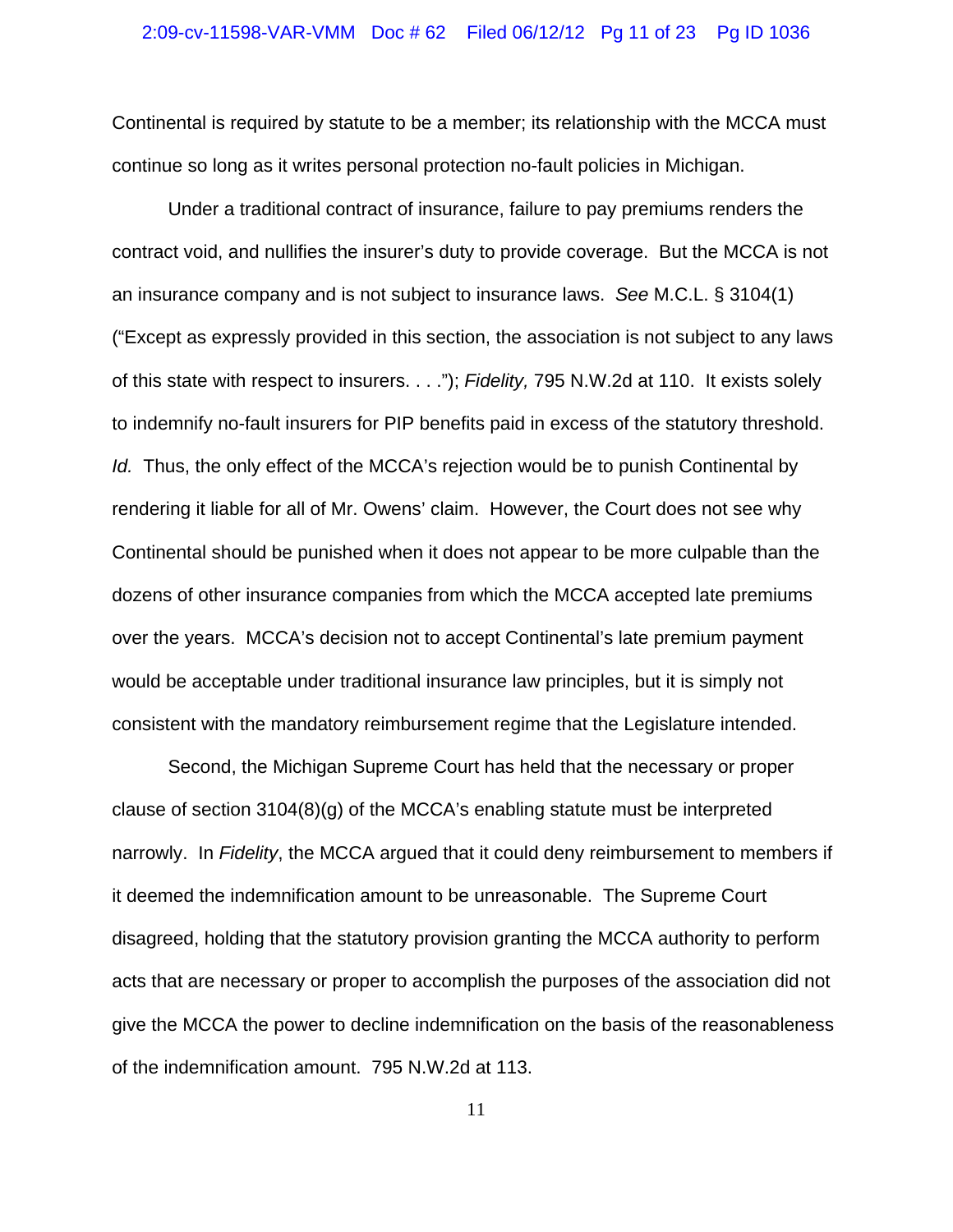Continental is required by statute to be a member; its relationship with the MCCA must continue so long as it writes personal protection no-fault policies in Michigan.

Under a traditional contract of insurance, failure to pay premiums renders the contract void, and nullifies the insurer's duty to provide coverage. But the MCCA is not an insurance company and is not subject to insurance laws. *See* M.C.L. § 3104(1) ("Except as expressly provided in this section, the association is not subject to any laws of this state with respect to insurers. . . ."); *Fidelity,* 795 N.W.2d at 110. It exists solely to indemnify no-fault insurers for PIP benefits paid in excess of the statutory threshold. *Id.* Thus, the only effect of the MCCA's rejection would be to punish Continental by rendering it liable for all of Mr. Owens' claim. However, the Court does not see why Continental should be punished when it does not appear to be more culpable than the dozens of other insurance companies from which the MCCA accepted late premiums over the years. MCCA's decision not to accept Continental's late premium payment would be acceptable under traditional insurance law principles, but it is simply not consistent with the mandatory reimbursement regime that the Legislature intended.

Second, the Michigan Supreme Court has held that the necessary or proper clause of section 3104(8)(g) of the MCCA's enabling statute must be interpreted narrowly. In *Fidelity*, the MCCA argued that it could deny reimbursement to members if it deemed the indemnification amount to be unreasonable. The Supreme Court disagreed, holding that the statutory provision granting the MCCA authority to perform acts that are necessary or proper to accomplish the purposes of the association did not give the MCCA the power to decline indemnification on the basis of the reasonableness of the indemnification amount. 795 N.W.2d at 113.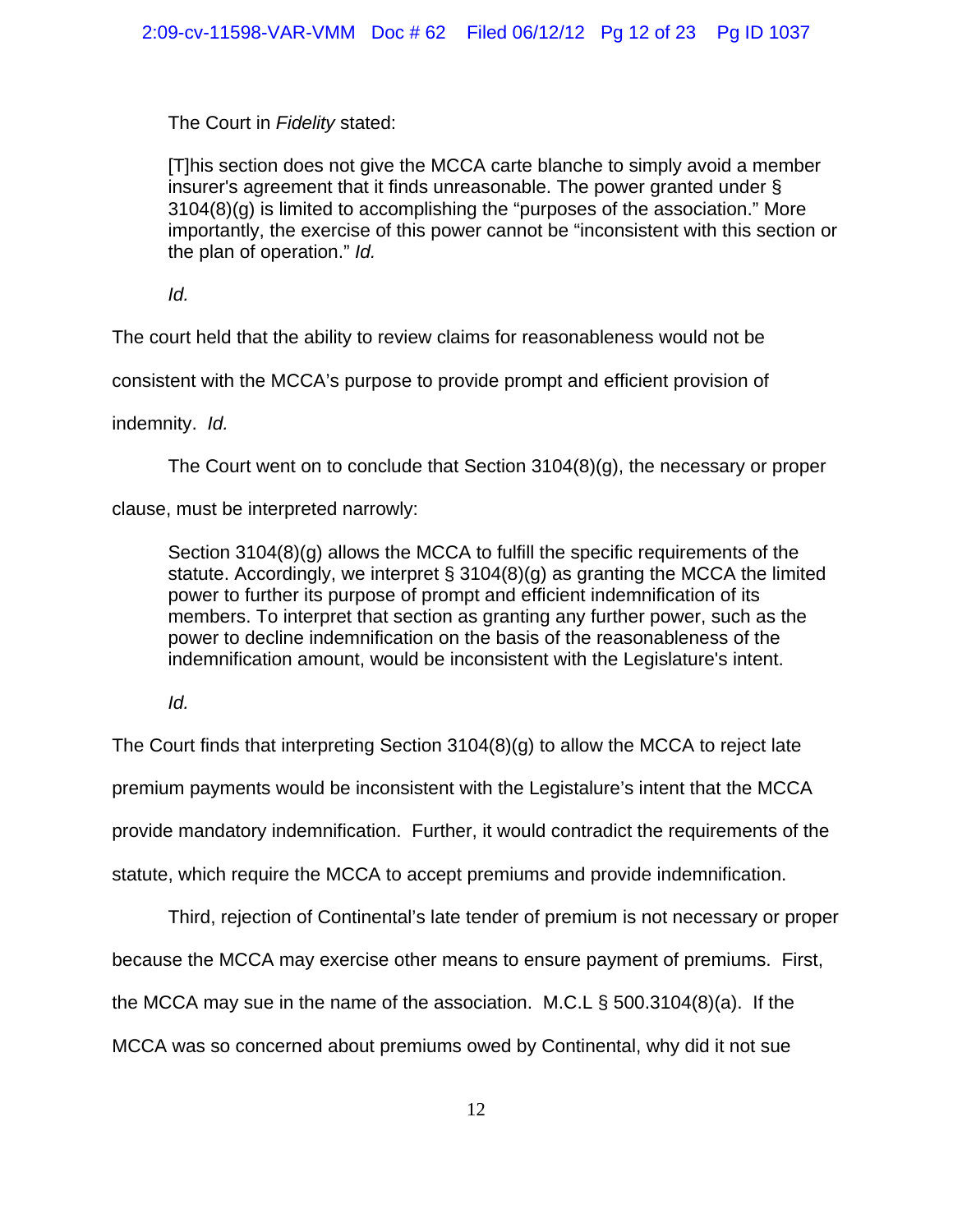The Court in *Fidelity* stated:

> [T]his section does not give the MCCA carte blanche to simply avoid a member insurer's agreement that it finds unreasonable. The power granted under § 3104(8)(g) is limited to accomplishing the "purposes of the association." More importantly, the exercise of this power cannot be "inconsistent with this section or the plan of operation." *Id.*

*Id.*

The court held that the ability to review claims for reasonableness would not be consistent with the MCCA's purpose to provide prompt and efficient provision of indemnity. *Id.*

The Court went on to conclude that Section 3104(8)(g), the necessary or proper clause, must be interpreted narrowly:

> Section 3104(8)(g) allows the MCCA to fulfill the specific requirements of the statute. Accordingly, we interpret § 3104(8)(g) as granting the MCCA the limited power to further its purpose of prompt and efficient indemnification of its members. To interpret that section as granting any further power, such as the power to decline indemnification on the basis of the reasonableness of the indemnification amount, would be inconsistent with the Legislature's intent.

*Id.*

The Court finds that interpreting Section 3104(8)(g) to allow the MCCA to reject late premium payments would be inconsistent with the Legislature's intent that the MCCA provide mandatory indemnification. Further, it would contradict the requirements of the statute, which require the MCCA to accept premiums and provide indemnification.

Third, rejection of Continental's late tender of premium is not necessary or proper because the MCCA may exercise other means to ensure payment of premiums. First, the MCCA may sue in the name of the association. M.C.L § 500.3104(8)(a). If the MCCA was so concerned about premiums owed by Continental, why did it not sue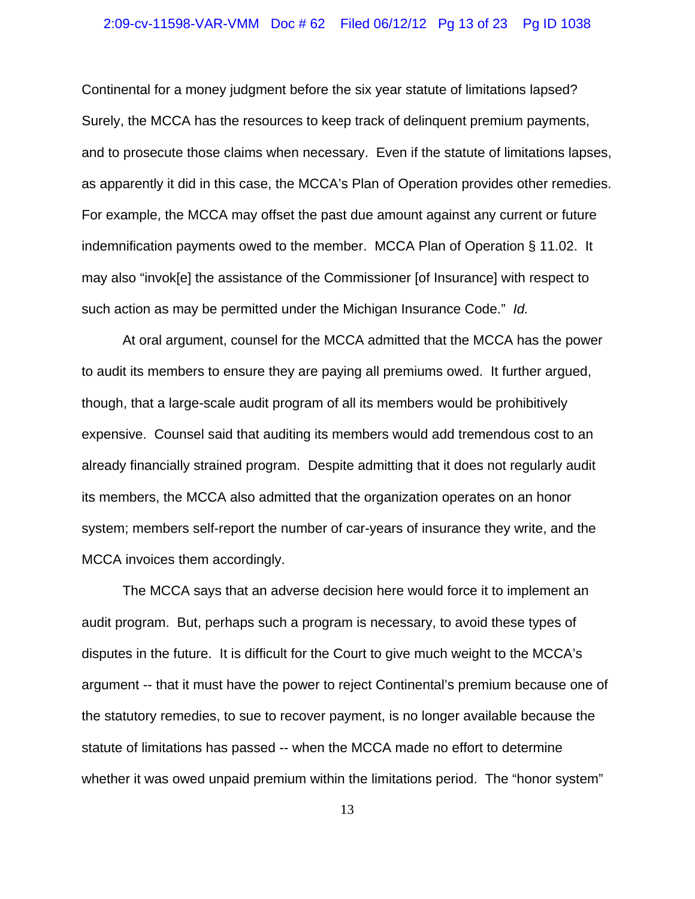Continental for a money judgment before the six year statute of limitations lapsed? Surely, the MCCA has the resources to keep track of delinquent premium payments, and to prosecute those claims when necessary. Even if the statute of limitations lapses, as apparently it did in this case, the MCCA's Plan of Operation provides other remedies. For example, the MCCA may offset the past due amount against any current or future indemnification payments owed to the member. MCCA Plan of Operation § 11.02. It may also "invok[e] the assistance of the Commissioner [of Insurance] with respect to such action as may be permitted under the Michigan Insurance Code." *Id.*

At oral argument, counsel for the MCCA admitted that the MCCA has the power to audit its members to ensure they are paying all premiums owed. It further argued, though, that a large-scale audit program of all its members would be prohibitively expensive. Counsel said that auditing its members would add tremendous cost to an already financially strained program. Despite admitting that it does not regularly audit its members, the MCCA also admitted that the organization operates on an honor system; members self-report the number of car-years of insurance they write, and the MCCA invoices them accordingly.

The MCCA says that an adverse decision here would force it to implement an audit program. But, perhaps such a program is necessary, to avoid these types of disputes in the future. It is difficult for the Court to give much weight to the MCCA's argument -- that it must have the power to reject Continental's premium because one of the statutory remedies, to sue to recover payment, is no longer available because the statute of limitations has passed -- when the MCCA made no effort to determine whether it was owed unpaid premium within the limitations period. The "honor system"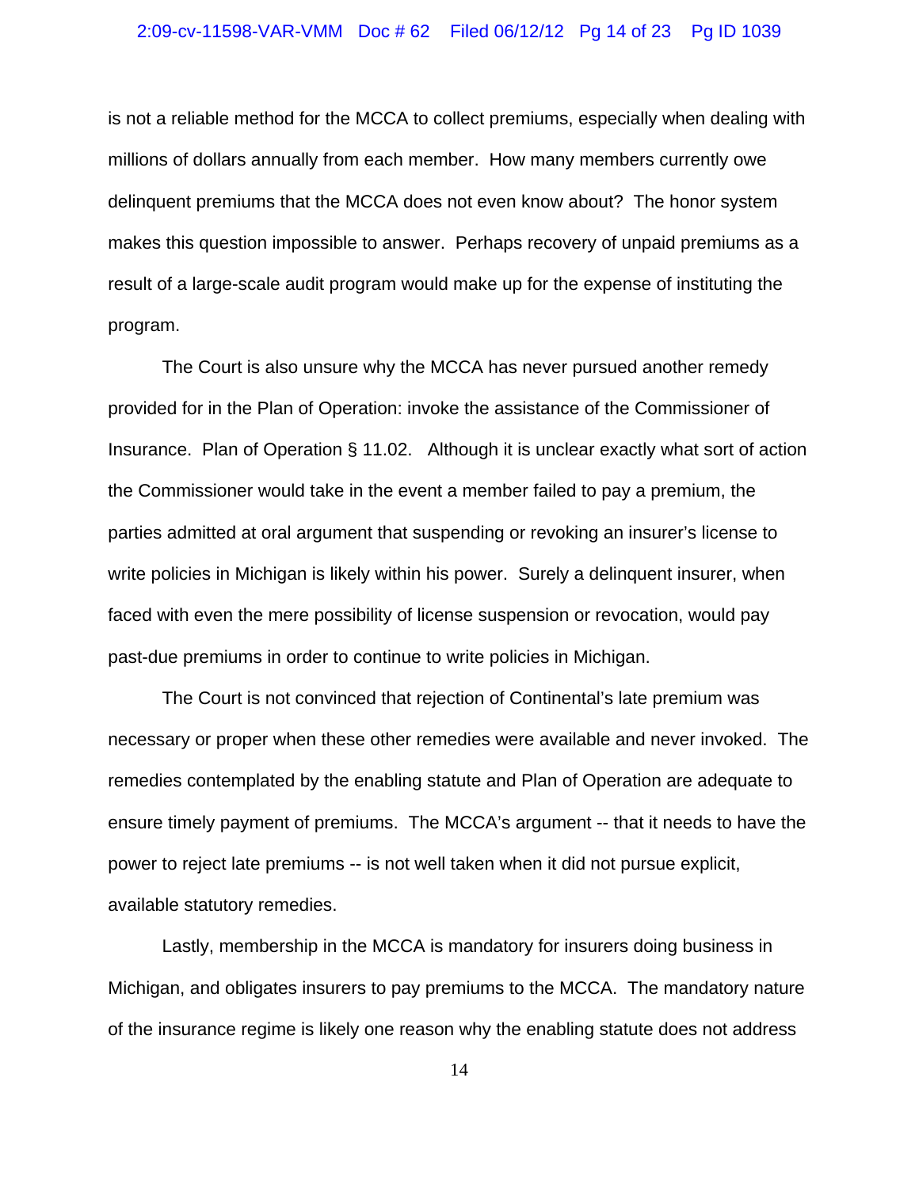is not a reliable method for the MCCA to collect premiums, especially when dealing with millions of dollars annually from each member. How many members currently owe delinquent premiums that the MCCA does not even know about? The honor system makes this question impossible to answer. Perhaps recovery of unpaid premiums as a result of a large-scale audit program would make up for the expense of instituting the program.

The Court is also unsure why the MCCA has never pursued another remedy provided for in the Plan of Operation: invoke the assistance of the Commissioner of Insurance. Plan of Operation § 11.02. Although it is unclear exactly what sort of action the Commissioner would take in the event a member failed to pay a premium, the parties admitted at oral argument that suspending or revoking an insurer's license to write policies in Michigan is likely within his power. Surely a delinquent insurer, when faced with even the mere possibility of license suspension or revocation, would pay past-due premiums in order to continue to write policies in Michigan.

The Court is not convinced that rejection of Continental's late premium was necessary or proper when these other remedies were available and never invoked. The remedies contemplated by the enabling statute and Plan of Operation are adequate to ensure timely payment of premiums. The MCCA's argument -- that it needs to have the power to reject late premiums -- is not well taken when it did not pursue explicit, available statutory remedies.

Lastly, membership in the MCCA is mandatory for insurers doing business in Michigan, and obligates insurers to pay premiums to the MCCA. The mandatory nature of the insurance regime is likely one reason why the enabling statute does not address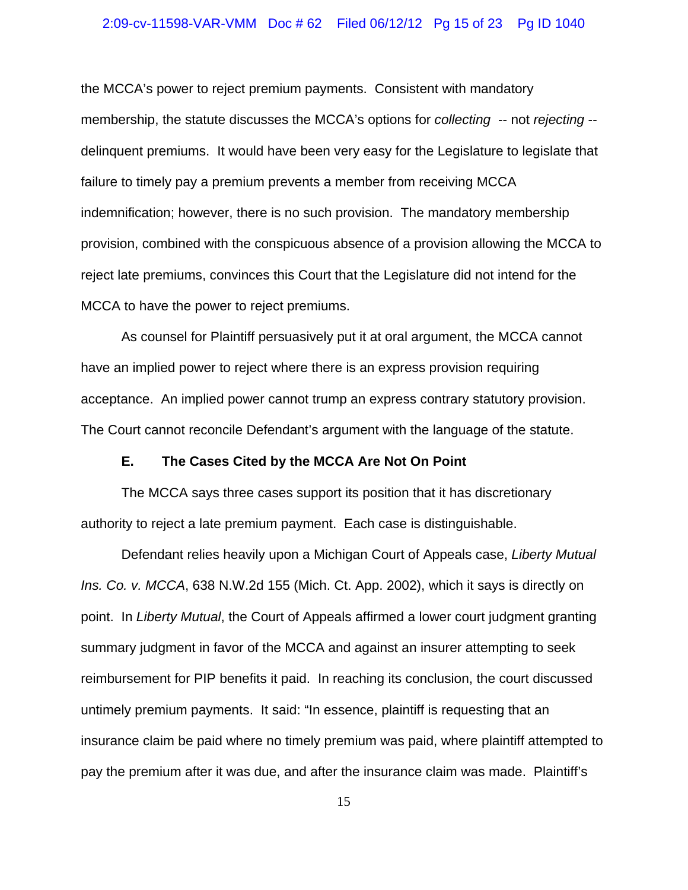the MCCA's power to reject premium payments. Consistent with mandatory membership, the statute discusses the MCCA's options for *collecting* -- not *rejecting* -- delinquent premiums. It would have been very easy for the Legislature to legislate that failure to timely pay a premium prevents a member from receiving MCCA indemnification; however, there is no such provision. The mandatory membership provision, combined with the conspicuous absence of a provision allowing the MCCA to reject late premiums, convinces this Court that the Legislature did not intend for the MCCA to have the power to reject premiums.

As counsel for Plaintiff persuasively put it at oral argument, the MCCA cannot have an implied power to reject where there is an express provision requiring acceptance. An implied power cannot trump an express contrary statutory provision. The Court cannot reconcile Defendant's argument with the language of the statute.

**E. The Cases Cited by the MCCA Are Not On Point**

The MCCA says three cases support its position that it has discretionary authority to reject a late premium payment. Each case is distinguishable.

Defendant relies heavily upon a Michigan Court of Appeals case, *Liberty Mutual Ins. Co. v. MCCA*, 638 N.W.2d 155 (Mich. Ct. App. 2002), which it says is directly on point. In *Liberty Mutual*, the Court of Appeals affirmed a lower court judgment granting summary judgment in favor of the MCCA and against an insurer attempting to seek reimbursement for PIP benefits it paid. In reaching its conclusion, the court discussed untimely premium payments. It said: "In essence, plaintiff is requesting that an insurance claim be paid where no timely premium was paid, where plaintiff attempted to pay the premium after it was due, and after the insurance claim was made. Plaintiff's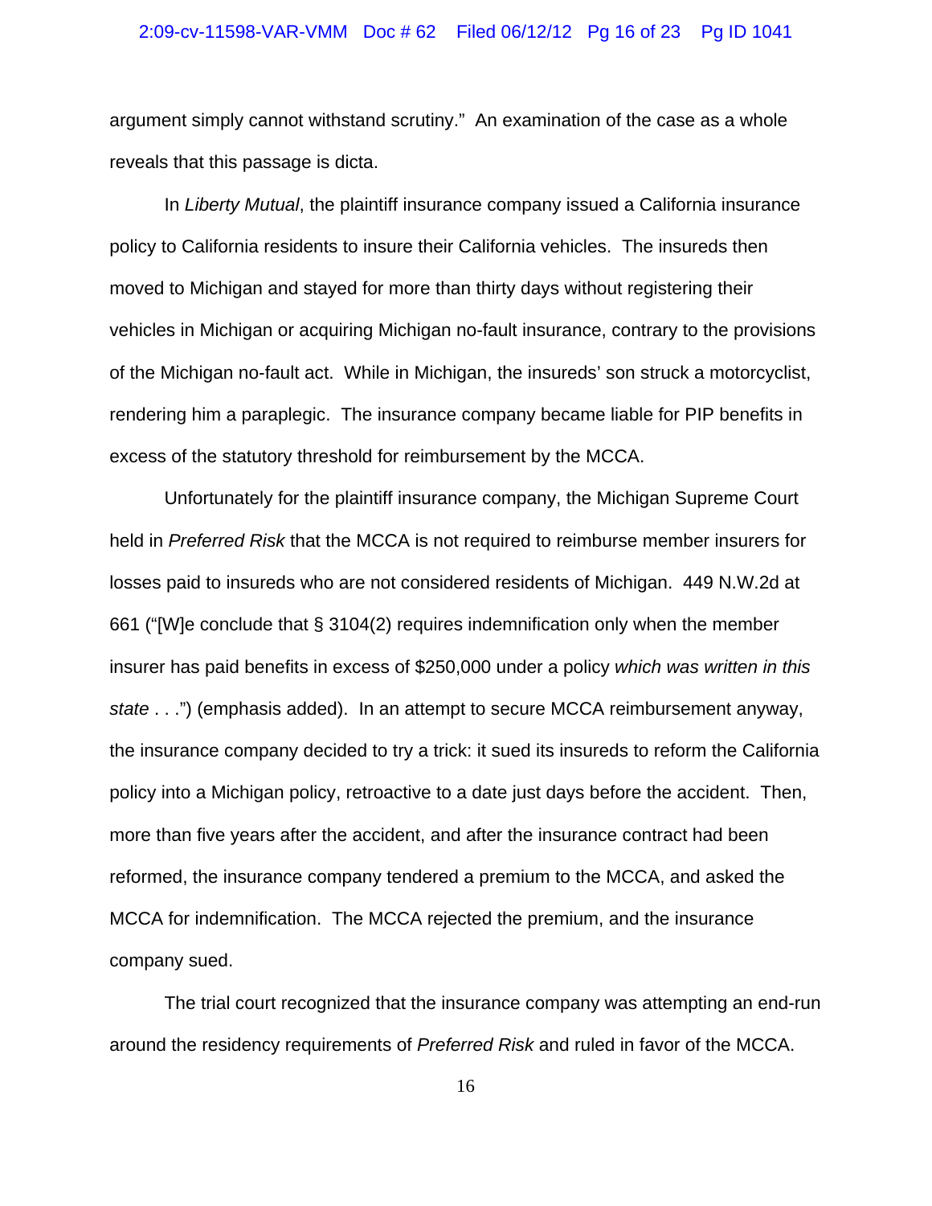argument simply cannot withstand scrutiny." An examination of the case as a whole reveals that this passage is dicta.

In *Liberty Mutual*, the plaintiff insurance company issued a California insurance policy to California residents to insure their California vehicles. The insureds then moved to Michigan and stayed for more than thirty days without registering their vehicles in Michigan or acquiring Michigan no-fault insurance, contrary to the provisions of the Michigan no-fault act. While in Michigan, the insureds' son struck a motorcyclist, rendering him a paraplegic. The insurance company became liable for PIP benefits in excess of the statutory threshold for reimbursement by the MCCA.

Unfortunately for the plaintiff insurance company, the Michigan Supreme Court held in *Preferred Risk* that the MCCA is not required to reimburse member insurers for losses paid to insureds who are not considered residents of Michigan. 449 N.W.2d at 661 ("[W]e conclude that § 3104(2) requires indemnification only when the member insurer has paid benefits in excess of $250,000 under a policy *which was written in this state* . . .") (emphasis added). In an attempt to secure MCCA reimbursement anyway, the insurance company decided to try a trick: it sued its insureds to reform the California policy into a Michigan policy, retroactive to a date just days before the accident. Then, more than five years after the accident, and after the insurance contract had been reformed, the insurance company tendered a premium to the MCCA, and asked the MCCA for indemnification. The MCCA rejected the premium, and the insurance company sued.

The trial court recognized that the insurance company was attempting an end-run around the residency requirements of *Preferred Risk* and ruled in favor of the MCCA.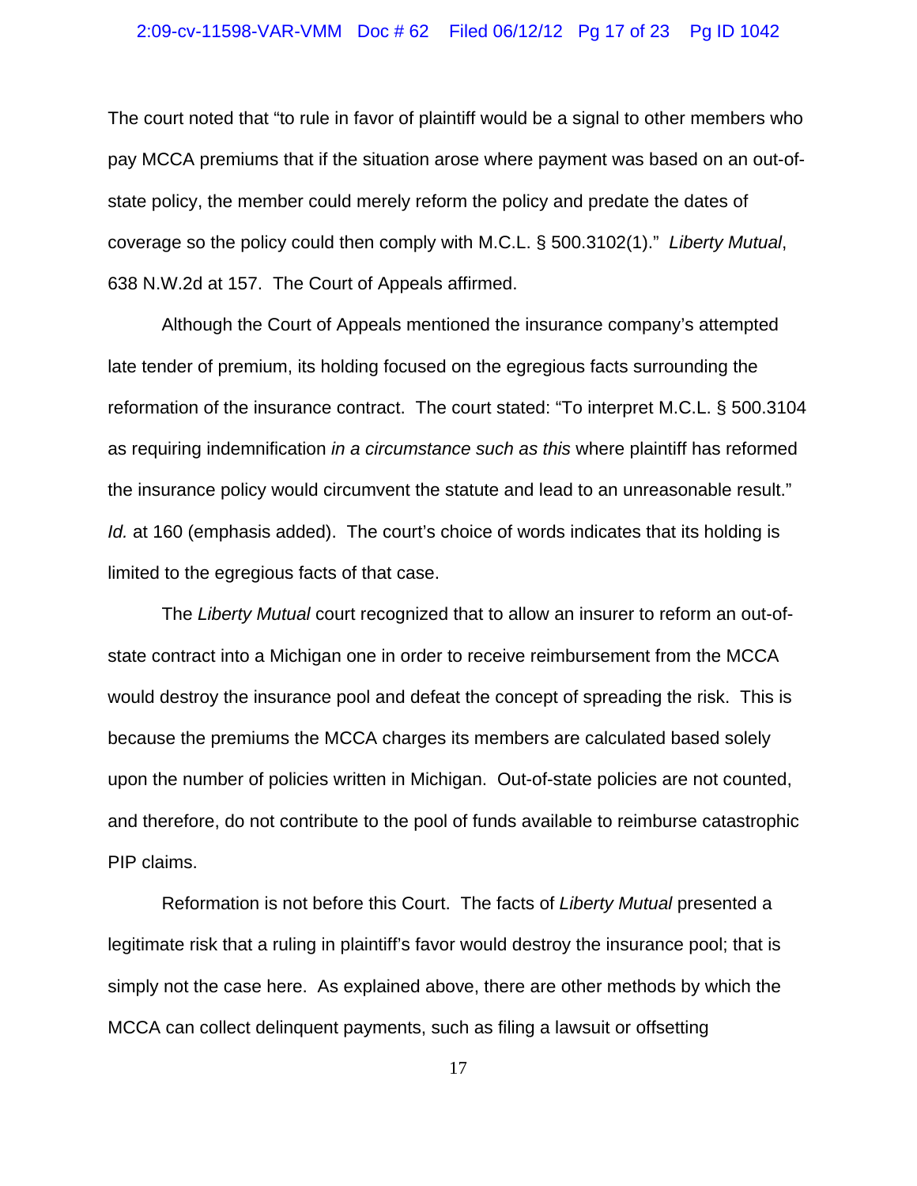The court noted that "to rule in favor of plaintiff would be a signal to other members who pay MCCA premiums that if the situation arose where payment was based on an out-of-state policy, the member could merely reform the policy and predate the dates of coverage so the policy could then comply with M.C.L. § 500.3102(1)." *Liberty Mutual*, 638 N.W.2d at 157. The Court of Appeals affirmed.

Although the Court of Appeals mentioned the insurance company's attempted late tender of premium, its holding focused on the egregious facts surrounding the reformation of the insurance contract. The court stated: "To interpret M.C.L. § 500.3104 as requiring indemnification *in a circumstance such as this* where plaintiff has reformed the insurance policy would circumvent the statute and lead to an unreasonable result." *Id.* at 160 (emphasis added). The court's choice of words indicates that its holding is limited to the egregious facts of that case.

The *Liberty Mutual* court recognized that to allow an insurer to reform an out-of-state contract into a Michigan one in order to receive reimbursement from the MCCA would destroy the insurance pool and defeat the concept of spreading the risk. This is because the premiums the MCCA charges its members are calculated based solely upon the number of policies written in Michigan. Out-of-state policies are not counted, and therefore, do not contribute to the pool of funds available to reimburse catastrophic PIP claims.

Reformation is not before this Court. The facts of *Liberty Mutual* presented a legitimate risk that a ruling in plaintiff's favor would destroy the insurance pool; that is simply not the case here. As explained above, there are other methods by which the MCCA can collect delinquent payments, such as filing a lawsuit or offsetting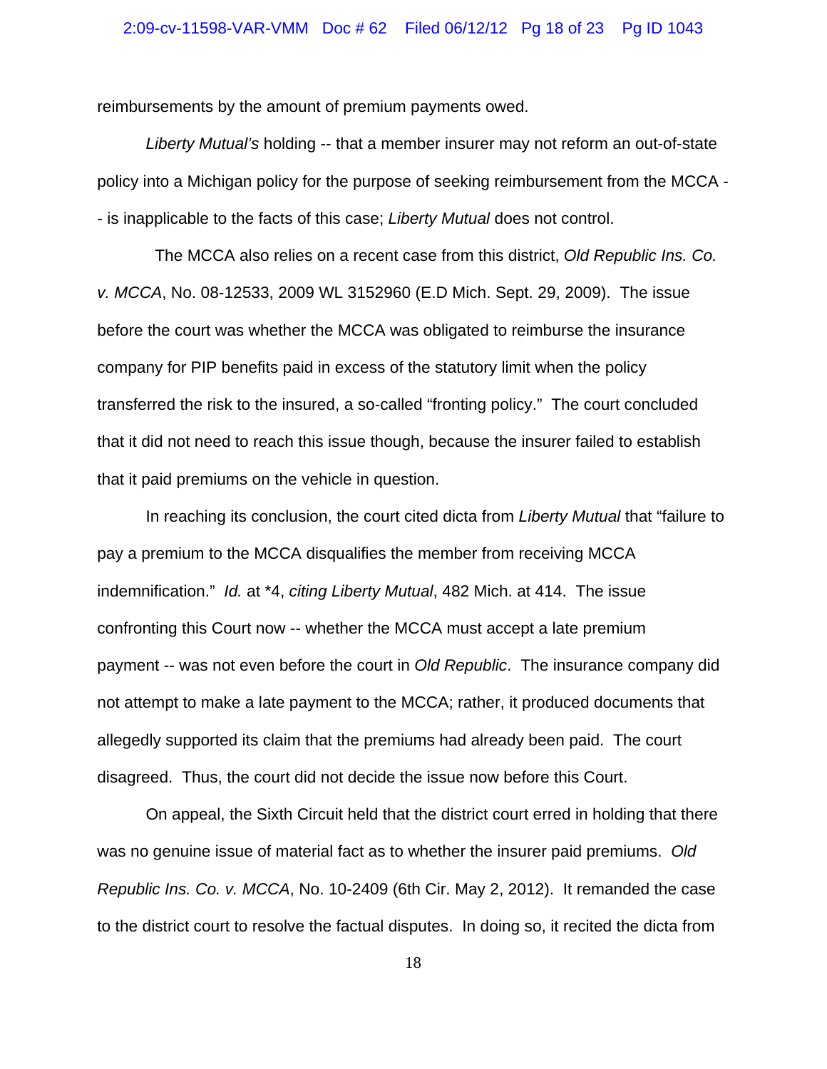reimbursements by the amount of premium payments owed.

*Liberty Mutual's* holding -- that a member insurer may not reform an out-of-state policy into a Michigan policy for the purpose of seeking reimbursement from the MCCA -- is inapplicable to the facts of this case; *Liberty Mutual* does not control.

The MCCA also relies on a recent case from this district, *Old Republic Ins. Co. v. MCCA*, No. 08-12533, 2009 WL 3152960 (E.D Mich. Sept. 29, 2009). The issue before the court was whether the MCCA was obligated to reimburse the insurance company for PIP benefits paid in excess of the statutory limit when the policy transferred the risk to the insured, a so-called "fronting policy." The court concluded that it did not need to reach this issue though, because the insurer failed to establish that it paid premiums on the vehicle in question.

In reaching its conclusion, the court cited dicta from *Liberty Mutual* that "failure to pay a premium to the MCCA disqualifies the member from receiving MCCA indemnification." *Id.* at *4, *citing Liberty Mutual*, 482 Mich. at 414. The issue confronting this Court now -- whether the MCCA must accept a late premium payment -- was not even before the court in *Old Republic*. The insurance company did not attempt to make a late payment to the MCCA; rather, it produced documents that allegedly supported its claim that the premiums had already been paid. The court disagreed. Thus, the court did not decide the issue now before this Court.

On appeal, the Sixth Circuit held that the district court erred in holding that there was no genuine issue of material fact as to whether the insurer paid premiums. *Old Republic Ins. Co. v. MCCA*, No. 10-2409 (6th Cir. May 2, 2012). It remanded the case to the district court to resolve the factual disputes. In doing so, it recited the dicta from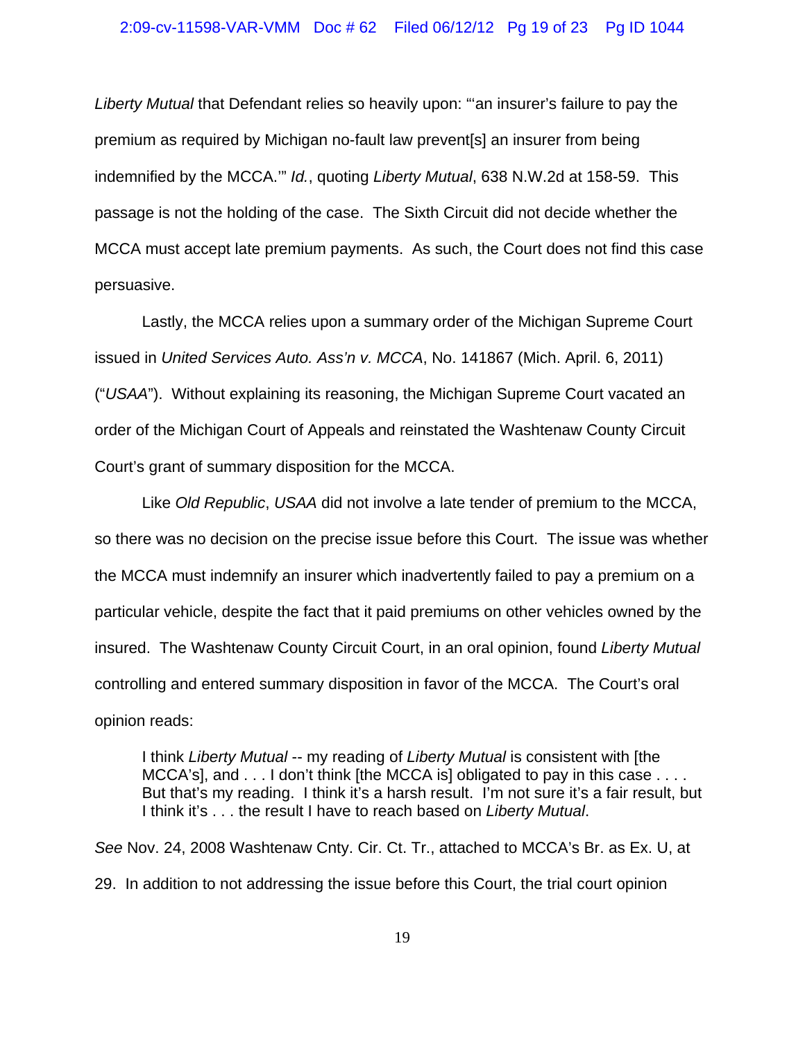*Liberty Mutual* that Defendant relies so heavily upon: "'an insurer's failure to pay the premium as required by Michigan no-fault law prevent[s] an insurer from being indemnified by the MCCA.'" *Id.*, quoting *Liberty Mutual*, 638 N.W.2d at 158-59. This passage is not the holding of the case. The Sixth Circuit did not decide whether the MCCA must accept late premium payments. As such, the Court does not find this case persuasive.

Lastly, the MCCA relies upon a summary order of the Michigan Supreme Court issued in *United Services Auto. Ass'n v. MCCA*, No. 141867 (Mich. April. 6, 2011) ("*USAA*"). Without explaining its reasoning, the Michigan Supreme Court vacated an order of the Michigan Court of Appeals and reinstated the Washtenaw County Circuit Court's grant of summary disposition for the MCCA.

Like *Old Republic*, *USAA* did not involve a late tender of premium to the MCCA, so there was no decision on the precise issue before this Court. The issue was whether the MCCA must indemnify an insurer which inadvertently failed to pay a premium on a particular vehicle, despite the fact that it paid premiums on other vehicles owned by the insured. The Washtenaw County Circuit Court, in an oral opinion, found *Liberty Mutual* controlling and entered summary disposition in favor of the MCCA. The Court's oral opinion reads:

> I think *Liberty Mutual* -- my reading of *Liberty Mutual* is consistent with [the MCCA's], and . . . I don't think [the MCCA is] obligated to pay in this case . . . . But that's my reading. I think it's a harsh result. I'm not sure it's a fair result, but I think it's . . . the result I have to reach based on *Liberty Mutual*.

*See* Nov. 24, 2008 Washtenaw Cnty. Cir. Ct. Tr., attached to MCCA's Br. as Ex. U, at 29. In addition to not addressing the issue before this Court, the trial court opinion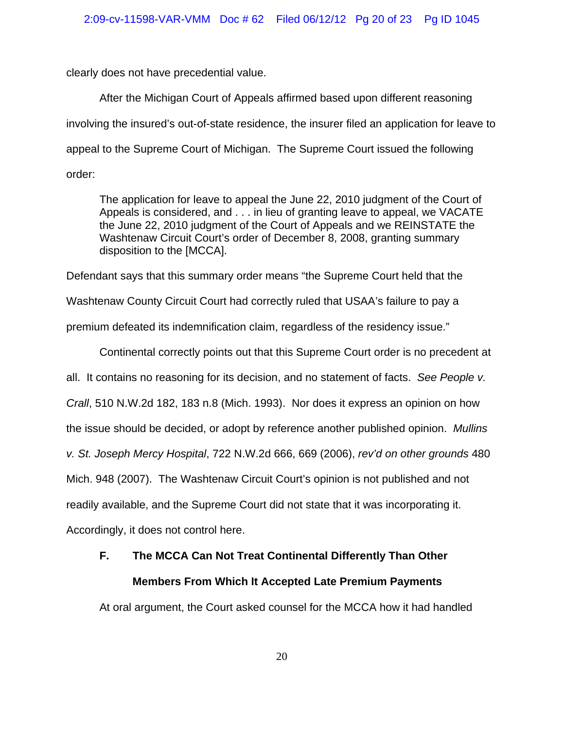clearly does not have precedential value.

After the Michigan Court of Appeals affirmed based upon different reasoning involving the insured's out-of-state residence, the insurer filed an application for leave to appeal to the Supreme Court of Michigan. The Supreme Court issued the following order:

> The application for leave to appeal the June 22, 2010 judgment of the Court of Appeals is considered, and . . . in lieu of granting leave to appeal, we VACATE the June 22, 2010 judgment of the Court of Appeals and we REINSTATE the Washtenaw Circuit Court's order of December 8, 2008, granting summary disposition to the [MCCA].

Defendant says that this summary order means "the Supreme Court held that the Washtenaw County Circuit Court had correctly ruled that USAA's failure to pay a premium defeated its indemnification claim, regardless of the residency issue."

Continental correctly points out that this Supreme Court order is no precedent at all. It contains no reasoning for its decision, and no statement of facts. *See People v. Crall*, 510 N.W.2d 182, 183 n.8 (Mich. 1993). Nor does it express an opinion on how the issue should be decided, or adopt by reference another published opinion. *Mullins v. St. Joseph Mercy Hospital*, 722 N.W.2d 666, 669 (2006), *rev'd on other grounds* 480 Mich. 948 (2007). The Washtenaw Circuit Court's opinion is not published and not readily available, and the Supreme Court did not state that it was incorporating it. Accordingly, it does not control here.

### F. The MCCA Can Not Treat Continental Differently Than Other Members From Which It Accepted Late Premium Payments

At oral argument, the Court asked counsel for the MCCA how it had handled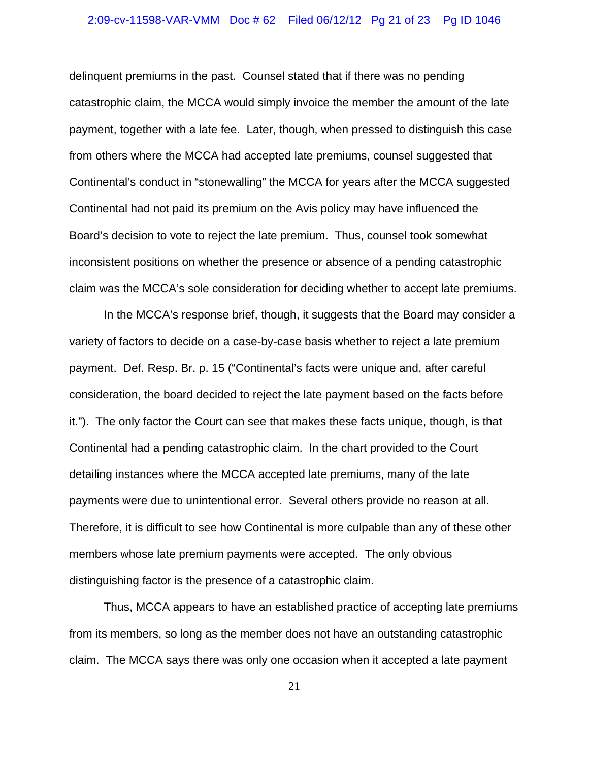delinquent premiums in the past. Counsel stated that if there was no pending catastrophic claim, the MCCA would simply invoice the member the amount of the late payment, together with a late fee. Later, though, when pressed to distinguish this case from others where the MCCA had accepted late premiums, counsel suggested that Continental's conduct in "stonewalling" the MCCA for years after the MCCA suggested Continental had not paid its premium on the Avis policy may have influenced the Board's decision to vote to reject the late premium. Thus, counsel took somewhat inconsistent positions on whether the presence or absence of a pending catastrophic claim was the MCCA's sole consideration for deciding whether to accept late premiums.

In the MCCA's response brief, though, it suggests that the Board may consider a variety of factors to decide on a case-by-case basis whether to reject a late premium payment. Def. Resp. Br. p. 15 ("Continental's facts were unique and, after careful consideration, the board decided to reject the late payment based on the facts before it."). The only factor the Court can see that makes these facts unique, though, is that Continental had a pending catastrophic claim. In the chart provided to the Court detailing instances where the MCCA accepted late premiums, many of the late payments were due to unintentional error. Several others provide no reason at all. Therefore, it is difficult to see how Continental is more culpable than any of these other members whose late premium payments were accepted. The only obvious distinguishing factor is the presence of a catastrophic claim.

Thus, MCCA appears to have an established practice of accepting late premiums from its members, so long as the member does not have an outstanding catastrophic claim. The MCCA says there was only one occasion when it accepted a late payment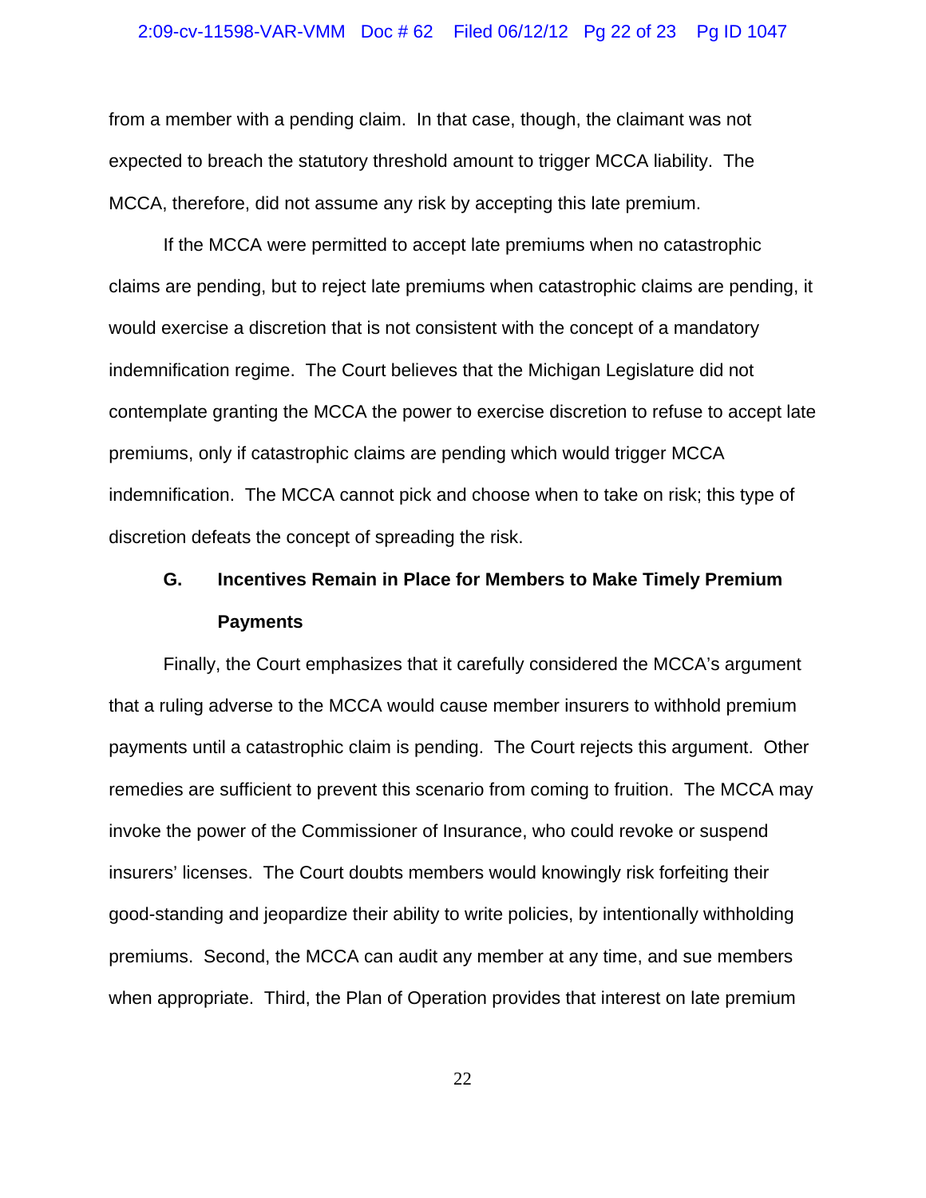from a member with a pending claim. In that case, though, the claimant was not expected to breach the statutory threshold amount to trigger MCCA liability. The MCCA, therefore, did not assume any risk by accepting this late premium.

If the MCCA were permitted to accept late premiums when no catastrophic claims are pending, but to reject late premiums when catastrophic claims are pending, it would exercise a discretion that is not consistent with the concept of a mandatory indemnification regime. The Court believes that the Michigan Legislature did not contemplate granting the MCCA the power to exercise discretion to refuse to accept late premiums, only if catastrophic claims are pending which would trigger MCCA indemnification. The MCCA cannot pick and choose when to take on risk; this type of discretion defeats the concept of spreading the risk.

### G. Incentives Remain in Place for Members to Make Timely Premium Payments

Finally, the Court emphasizes that it carefully considered the MCCA's argument that a ruling adverse to the MCCA would cause member insurers to withhold premium payments until a catastrophic claim is pending. The Court rejects this argument. Other remedies are sufficient to prevent this scenario from coming to fruition. The MCCA may invoke the power of the Commissioner of Insurance, who could revoke or suspend insurers' licenses. The Court doubts members would knowingly risk forfeiting their good-standing and jeopardize their ability to write policies, by intentionally withholding premiums. Second, the MCCA can audit any member at any time, and sue members when appropriate. Third, the Plan of Operation provides that interest on late premium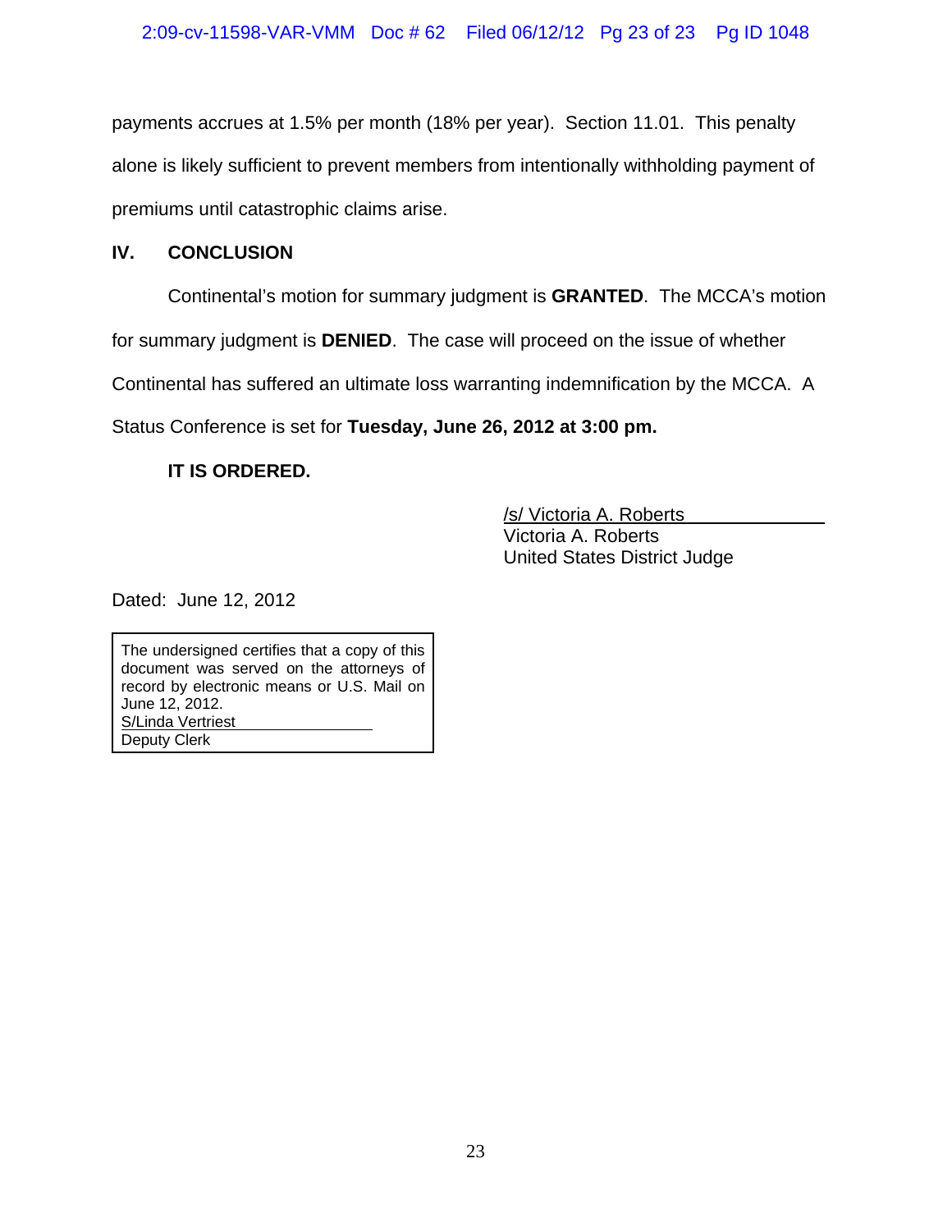payments accrues at 1.5% per month (18% per year). Section 11.01. This penalty alone is likely sufficient to prevent members from intentionally withholding payment of premiums until catastrophic claims arise.

## IV. CONCLUSION

Continental's motion for summary judgment is **GRANTED**. The MCCA's motion for summary judgment is **DENIED**. The case will proceed on the issue of whether Continental has suffered an ultimate loss warranting indemnification by the MCCA. A Status Conference is set for **Tuesday, June 26, 2012 at 3:00 pm.**

**IT IS ORDERED.**

/s/ Victoria A. Roberts
Victoria A. Roberts
United States District Judge

Dated: June 12, 2012

The undersigned certifies that a copy of this document was served on the attorneys of record by electronic means or U.S. Mail on June 12, 2012.
S/Linda Vertriest
Deputy Clerk